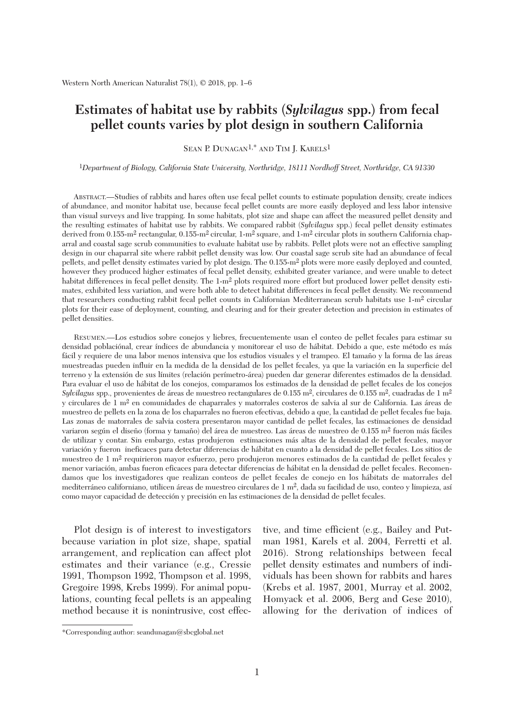# Estimates of habitat use by rabbits (*Sylvilagus* spp.) from fecal pellet counts varies by plot design in southern California

Sean P. Dunagan[1,*] and Tim J. Karels[1]

[1]*Department of Biology, California State University, Northridge, 18111 Nordhoff Street, Northridge, CA 91330*

Abstract.—Studies of rabbits and hares often use fecal pellet counts to estimate population density, create indices of abundance, and monitor habitat use, because fecal pellet counts are more easily deployed and less labor intensive than visual surveys and live trapping. In some habitats, plot size and shape can affect the measured pellet density and the resulting estimates of habitat use by rabbits. We compared rabbit (*Sylvilagus* spp.) fecal pellet density estimates derived from 0.155-m$^2$ rectangular, 0.155-m$^2$ circular, 1-m$^2$ square, and 1-m$^2$ circular plots in southern California chaparral and coastal sage scrub communities to evaluate habitat use by rabbits. Pellet plots were not an effective sampling design in our chaparral site where rabbit pellet density was low. Our coastal sage scrub site had an abundance of fecal pellets, and pellet density estimates varied by plot design. The 0.155-m$^2$ plots were more easily deployed and counted, however they produced higher estimates of fecal pellet density, exhibited greater variance, and were unable to detect habitat differences in fecal pellet density. The 1-m$^2$ plots required more effort but produced lower pellet density estimates, exhibited less variation, and were both able to detect habitat differences in fecal pellet density. We recommend that researchers conducting rabbit fecal pellet counts in Californian Mediterranean scrub habitats use 1-m$^2$ circular plots for their ease of deployment, counting, and clearing and for their greater detection and precision in estimates of pellet densities.

Resumen.—Los estudios sobre conejos y liebres, frecuentemente usan el conteo de pellet fecales para estimar su densidad poblacional, crear índices de abundancia y monitorear el uso de hábitat. Debido a que, este método es más fácil y requiere de una labor menos intensiva que los estudios visuales y el trampeo. El tamaño y la forma de las áreas muestreadas pueden influir en la medida de la densidad de los pellet fecales, ya que la variación en la superficie del terreno y la extensión de sus límites (relación perímetro-área) pueden dar generar diferentes estimados de la densidad. Para evaluar el uso de hábitat de los conejos, comparamos los estimados de la densidad de pellet fecales de los conejos *Sylvilagus* spp., provenientes de áreas de muestreo rectangulares de 0.155 m$^2$, circulares de 0.155 m$^2$, cuadradas de 1 m$^2$ y circulares de 1 m$^2$ en comunidades de chaparrales y matorrales costeros de salvia al sur de California. Las áreas de muestreo de pellets en la zona de los chaparrales no fueron efectivas, debido a que, la cantidad de pellet fecales fue baja. Las zonas de matorrales de salvia costera presentaron mayor cantidad de pellet fecales, las estimaciones de densidad variaron según el diseño (forma y tamaño) del área de muestreo. Las áreas de muestreo de 0.155 m$^2$ fueron más fáciles de utilizar y contar. Sin embargo, estas produjeron estimaciones más altas de la densidad de pellet fecales, mayor variación y fueron ineficaces para detectar diferencias de hábitat en cuanto a la densidad de pellet fecales. Los sitios de muestreo de 1 m$^2$ requirieron mayor esfuerzo, pero produjeron menores estimados de la cantidad de pellet fecales y menor variación, ambas fueron eficaces para detectar diferencias de hábitat en la densidad de pellet fecales. Recomendamos que los investigadores que realizan conteos de pellet fecales de conejo en los hábitats de matorrales del mediterráneo californiano, utilicen áreas de muestreo circulares de 1 m$^2$, dada su facilidad de uso, conteo y limpieza, así como mayor capacidad de detección y precisión en las estimaciones de la densidad de pellet fecales.

Plot design is of interest to investigators because variation in plot size, shape, spatial arrangement, and replication can affect plot estimates and their variance (e.g., Cressie 1991, Thompson 1992, Thompson et al. 1998, Gregoire 1998, Krebs 1999). For animal populations, counting fecal pellets is an appealing method because it is nonintrusive, cost effective, and time efficient (e.g., Bailey and Putman 1981, Karels et al. 2004, Ferretti et al. 2016). Strong relationships between fecal pellet density estimates and numbers of individuals has been shown for rabbits and hares (Krebs et al. 1987, 2001, Murray et al. 2002, Homyack et al. 2006, Berg and Gese 2010), allowing for the derivation of indices of

*Corresponding author: seandunagan@sbcglobal.net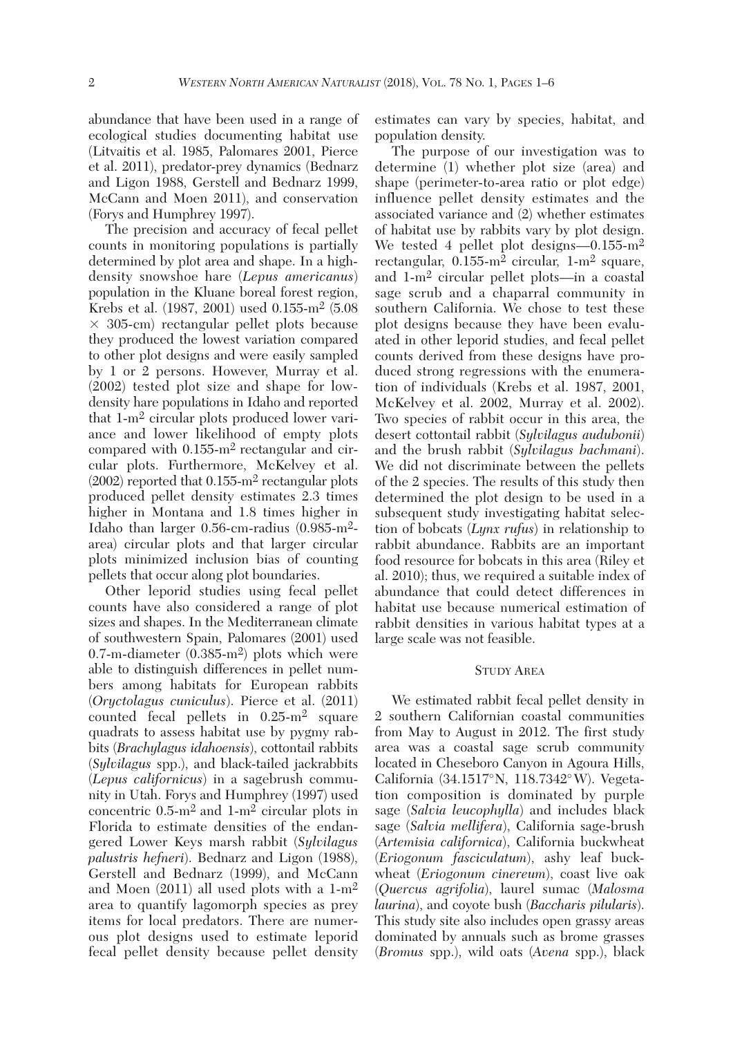abundance that have been used in a range of ecological studies documenting habitat use (Litvaitis et al. 1985, Palomares 2001, Pierce et al. 2011), predator-prey dynamics (Bednarz and Ligon 1988, Gerstell and Bednarz 1999, McCann and Moen 2011), and conservation (Forys and Humphrey 1997).

The precision and accuracy of fecal pellet counts in monitoring populations is partially determined by plot area and shape. In a high-density snowshoe hare (*Lepus americanus*) population in the Kluane boreal forest region, Krebs et al. (1987, 2001) used 0.155-m$^2$ (5.08 $\times$ 305-cm) rectangular pellet plots because they produced the lowest variation compared to other plot designs and were easily sampled by 1 or 2 persons. However, Murray et al. (2002) tested plot size and shape for low-density hare populations in Idaho and reported that 1-m$^2$ circular plots produced lower variance and lower likelihood of empty plots compared with 0.155-m$^2$ rectangular and circular plots. Furthermore, McKelvey et al. (2002) reported that 0.155-m$^2$ rectangular plots produced pellet density estimates 2.3 times higher in Montana and 1.8 times higher in Idaho than larger 0.56-cm-radius (0.985-m$^2$-area) circular plots and that larger circular plots minimized inclusion bias of counting pellets that occur along plot boundaries.

Other leporid studies using fecal pellet counts have also considered a range of plot sizes and shapes. In the Mediterranean climate of southwestern Spain, Palomares (2001) used 0.7-m-diameter (0.385-m$^2$) plots which were able to distinguish differences in pellet numbers among habitats for European rabbits (*Oryctolagus cuniculus*). Pierce et al. (2011) counted fecal pellets in 0.25-m$^2$ square quadrats to assess habitat use by pygmy rabbits (*Brachylagus idahoensis*), cottontail rabbits (*Sylvilagus* spp.), and black-tailed jackrabbits (*Lepus californicus*) in a sagebrush community in Utah. Forys and Humphrey (1997) used concentric 0.5-m$^2$ and 1-m$^2$ circular plots in Florida to estimate densities of the endangered Lower Keys marsh rabbit (*Sylvilagus palustris hefneri*). Bednarz and Ligon (1988), Gerstell and Bednarz (1999), and McCann and Moen (2011) all used plots with a 1-m$^2$ area to quantify lagomorph species as prey items for local predators. There are numerous plot designs used to estimate leporid fecal pellet density because pellet density estimates can vary by species, habitat, and population density.

The purpose of our investigation was to determine (1) whether plot size (area) and shape (perimeter-to-area ratio or plot edge) influence pellet density estimates and the associated variance and (2) whether estimates of habitat use by rabbits vary by plot design. We tested 4 pellet plot designs—0.155-m$^2$ rectangular, 0.155-m$^2$ circular, 1-m$^2$ square, and 1-m$^2$ circular pellet plots—in a coastal sage scrub and a chaparral community in southern California. We chose to test these plot designs because they have been evaluated in other leporid studies, and fecal pellet counts derived from these designs have produced strong regressions with the enumeration of individuals (Krebs et al. 1987, 2001, McKelvey et al. 2002, Murray et al. 2002). Two species of rabbit occur in this area, the desert cottontail rabbit (*Sylvilagus audubonii*) and the brush rabbit (*Sylvilagus bachmani*). We did not discriminate between the pellets of the 2 species. The results of this study then determined the plot design to be used in a subsequent study investigating habitat selection of bobcats (*Lynx rufus*) in relationship to rabbit abundance. Rabbits are an important food resource for bobcats in this area (Riley et al. 2010); thus, we required a suitable index of abundance that could detect differences in habitat use because numerical estimation of rabbit densities in various habitat types at a large scale was not feasible.

## STUDY AREA

We estimated rabbit fecal pellet density in 2 southern Californian coastal communities from May to August in 2012. The first study area was a coastal sage scrub community located in Cheseboro Canyon in Agoura Hills, California (34.1517°N, 118.7342°W). Vegetation composition is dominated by purple sage (*Salvia leucophylla*) and includes black sage (*Salvia mellifera*), California sage-brush (*Artemisia californica*), California buckwheat (*Eriogonum fasciculatum*), ashy leaf buckwheat (*Eriogonum cinereum*), coast live oak (*Quercus agrifolia*), laurel sumac (*Malosma laurina*), and coyote bush (*Baccharis pilularis*). This study site also includes open grassy areas dominated by annuals such as brome grasses (*Bromus* spp.), wild oats (*Avena* spp.), black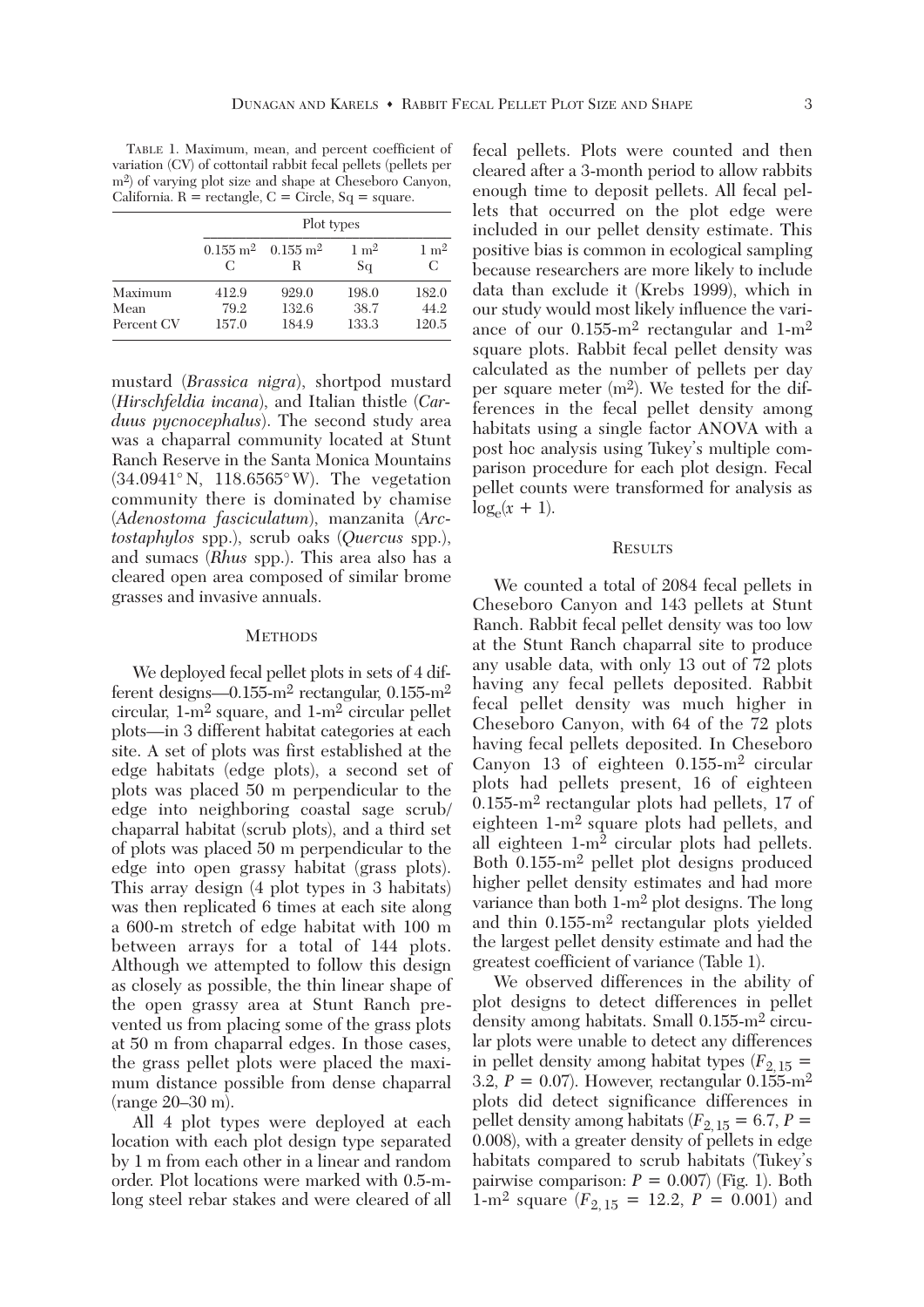Table 1. Maximum, mean, and percent coefficient of variation (CV) of cottontail rabbit fecal pellets (pellets per m$^2$) of varying plot size and shape at Cheseboro Canyon, California. R = rectangle, C = Circle, Sq = square.

| | Plot types | | | |
|---|---|---|---|---|
| | 0.155 m$^2$ C | 0.155 m$^2$ R | 1 m$^2$ Sq | 1 m$^2$ C |
| Maximum | 412.9 | 929.0 | 198.0 | 182.0 |
| Mean | 79.2 | 132.6 | 38.7 | 44.2 |
| Percent CV | 157.0 | 184.9 | 133.3 | 120.5 |

mustard (*Brassica nigra*), shortpod mustard (*Hirschfeldia incana*), and Italian thistle (*Carduus pycnocephalus*). The second study area was a chaparral community located at Stunt Ranch Reserve in the Santa Monica Mountains (34.0941° N, 118.6565° W). The vegetation community there is dominated by chamise (*Adenostoma fasciculatum*), manzanita (*Arctostaphylos* spp.), scrub oaks (*Quercus* spp.), and sumacs (*Rhus* spp.). This area also has a cleared open area composed of similar brome grasses and invasive annuals.

## Methods

We deployed fecal pellet plots in sets of 4 different designs—0.155-m$^2$ rectangular, 0.155-m$^2$ circular, 1-m$^2$ square, and 1-m$^2$ circular pellet plots—in 3 different habitat categories at each site. A set of plots was first established at the edge habitats (edge plots), a second set of plots was placed 50 m perpendicular to the edge into neighboring coastal sage scrub/chaparral habitat (scrub plots), and a third set of plots was placed 50 m perpendicular to the edge into open grassy habitat (grass plots). This array design (4 plot types in 3 habitats) was then replicated 6 times at each site along a 600-m stretch of edge habitat with 100 m between arrays for a total of 144 plots. Although we attempted to follow this design as closely as possible, the thin linear shape of the open grassy area at Stunt Ranch prevented us from placing some of the grass plots at 50 m from chaparral edges. In those cases, the grass pellet plots were placed the maximum distance possible from dense chaparral (range 20–30 m).

All 4 plot types were deployed at each location with each plot design type separated by 1 m from each other in a linear and random order. Plot locations were marked with 0.5-m-long steel rebar stakes and were cleared of all fecal pellets. Plots were counted and then cleared after a 3-month period to allow rabbits enough time to deposit pellets. All fecal pellets that occurred on the plot edge were included in our pellet density estimate. This positive bias is common in ecological sampling because researchers are more likely to include data than exclude it (Krebs 1999), which in our study would most likely influence the variance of our 0.155-m$^2$ rectangular and 1-m$^2$ square plots. Rabbit fecal pellet density was calculated as the number of pellets per day per square meter (m$^2$). We tested for the differences in the fecal pellet density among habitats using a single factor ANOVA with a post hoc analysis using Tukey's multiple comparison procedure for each plot design. Fecal pellet counts were transformed for analysis as $\log_e(x + 1)$.

## Results

We counted a total of 2084 fecal pellets in Cheseboro Canyon and 143 pellets at Stunt Ranch. Rabbit fecal pellet density was too low at the Stunt Ranch chaparral site to produce any usable data, with only 13 out of 72 plots having any fecal pellets deposited. Rabbit fecal pellet density was much higher in Cheseboro Canyon, with 64 of the 72 plots having fecal pellets deposited. In Cheseboro Canyon 13 of eighteen 0.155-m$^2$ circular plots had pellets present, 16 of eighteen 0.155-m$^2$ rectangular plots had pellets, 17 of eighteen 1-m$^2$ square plots had pellets, and all eighteen 1-m$^2$ circular plots had pellets. Both 0.155-m$^2$ pellet plot designs produced higher pellet density estimates and had more variance than both 1-m$^2$ plot designs. The long and thin 0.155-m$^2$ rectangular plots yielded the largest pellet density estimate and had the greatest coefficient of variance (Table 1).

We observed differences in the ability of plot designs to detect differences in pellet density among habitats. Small 0.155-m$^2$ circular plots were unable to detect any differences in pellet density among habitat types ($F_{2,15}$ = 3.2, $P$ = 0.07). However, rectangular 0.155-m$^2$ plots did detect significance differences in pellet density among habitats ($F_{2,15}$ = 6.7, $P$ = 0.008), with a greater density of pellets in edge habitats compared to scrub habitats (Tukey's pairwise comparison: $P$ = 0.007) (Fig. 1). Both 1-m$^2$ square ($F_{2,15}$ = 12.2, $P$ = 0.001) and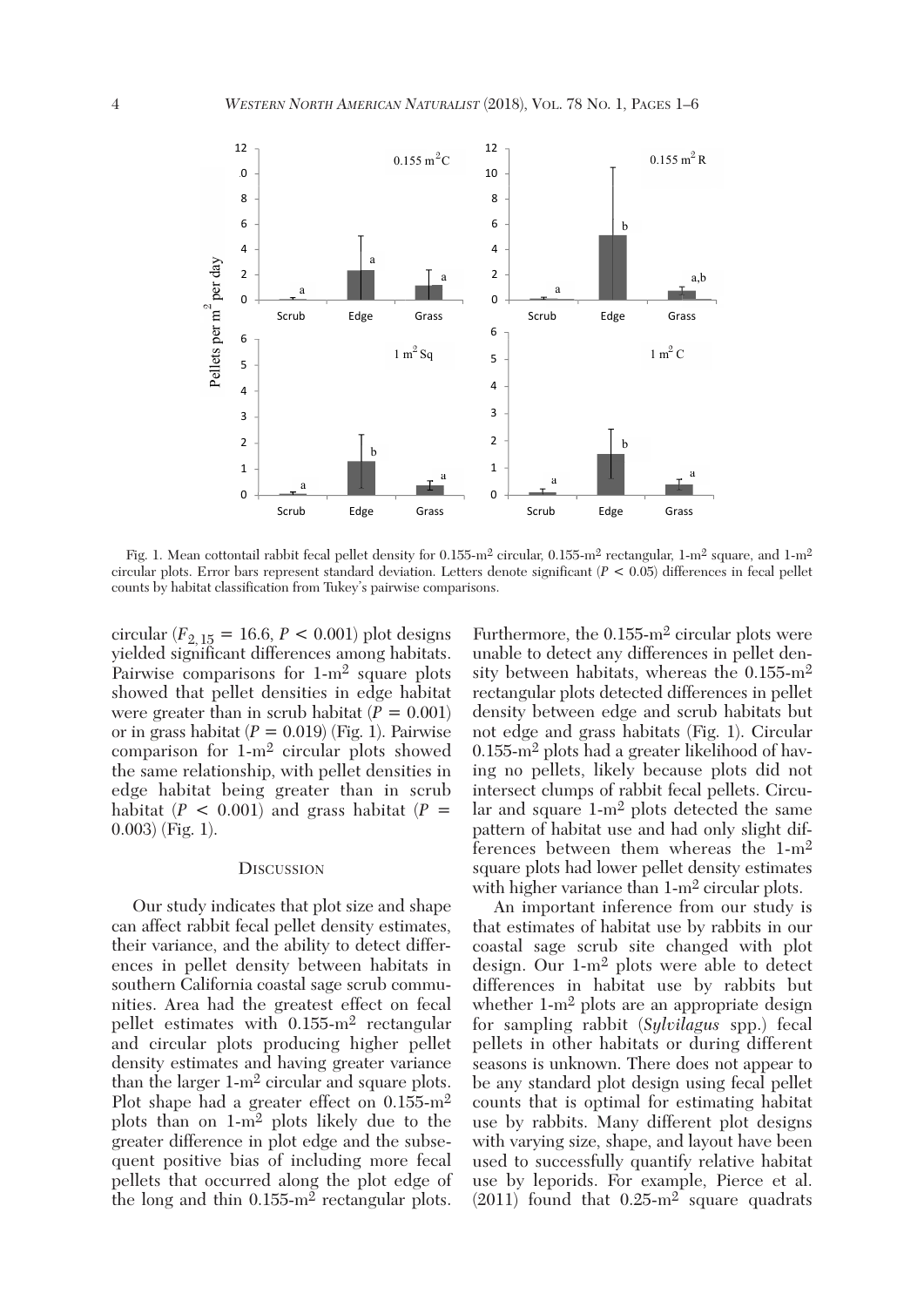Fig. 1. Mean cottontail rabbit fecal pellet density for 0.155-m² circular, 0.155-m² rectangular, 1-m² square, and 1-m² circular plots. Error bars represent standard deviation. Letters denote significant ($P < 0.05$) differences in fecal pellet counts by habitat classification from Tukey's pairwise comparisons.

circular ($F_{2,15} = 16.6$, $P < 0.001$) plot designs yielded significant differences among habitats. Pairwise comparisons for 1-m² square plots showed that pellet densities in edge habitat were greater than in scrub habitat ($P = 0.001$) or in grass habitat ($P = 0.019$) (Fig. 1). Pairwise comparison for 1-m² circular plots showed the same relationship, with pellet densities in edge habitat being greater than in scrub habitat ($P < 0.001$) and grass habitat ($P = 0.003$) (Fig. 1).

## Discussion

Our study indicates that plot size and shape can affect rabbit fecal pellet density estimates, their variance, and the ability to detect differences in pellet density between habitats in southern California coastal sage scrub communities. Area had the greatest effect on fecal pellet estimates with 0.155-m² rectangular and circular plots producing higher pellet density estimates and having greater variance than the larger 1-m² circular and square plots. Plot shape had a greater effect on 0.155-m² plots than on 1-m² plots likely due to the greater difference in plot edge and the subsequent positive bias of including more fecal pellets that occurred along the plot edge of the long and thin 0.155-m² rectangular plots. Furthermore, the 0.155-m² circular plots were unable to detect any differences in pellet density between habitats, whereas the 0.155-m² rectangular plots detected differences in pellet density between edge and scrub habitats but not edge and grass habitats (Fig. 1). Circular 0.155-m² plots had a greater likelihood of having no pellets, likely because plots did not intersect clumps of rabbit fecal pellets. Circular and square 1-m² plots detected the same pattern of habitat use and had only slight differences between them whereas the 1-m² square plots had lower pellet density estimates with higher variance than 1-m² circular plots.

An important inference from our study is that estimates of habitat use by rabbits in our coastal sage scrub site changed with plot design. Our 1-m² plots were able to detect differences in habitat use by rabbits but whether 1-m² plots are an appropriate design for sampling rabbit (*Sylvilagus* spp.) fecal pellets in other habitats or during different seasons is unknown. There does not appear to be any standard plot design using fecal pellet counts that is optimal for estimating habitat use by rabbits. Many different plot designs with varying size, shape, and layout have been used to successfully quantify relative habitat use by leporids. For example, Pierce et al. (2011) found that 0.25-m² square quadrats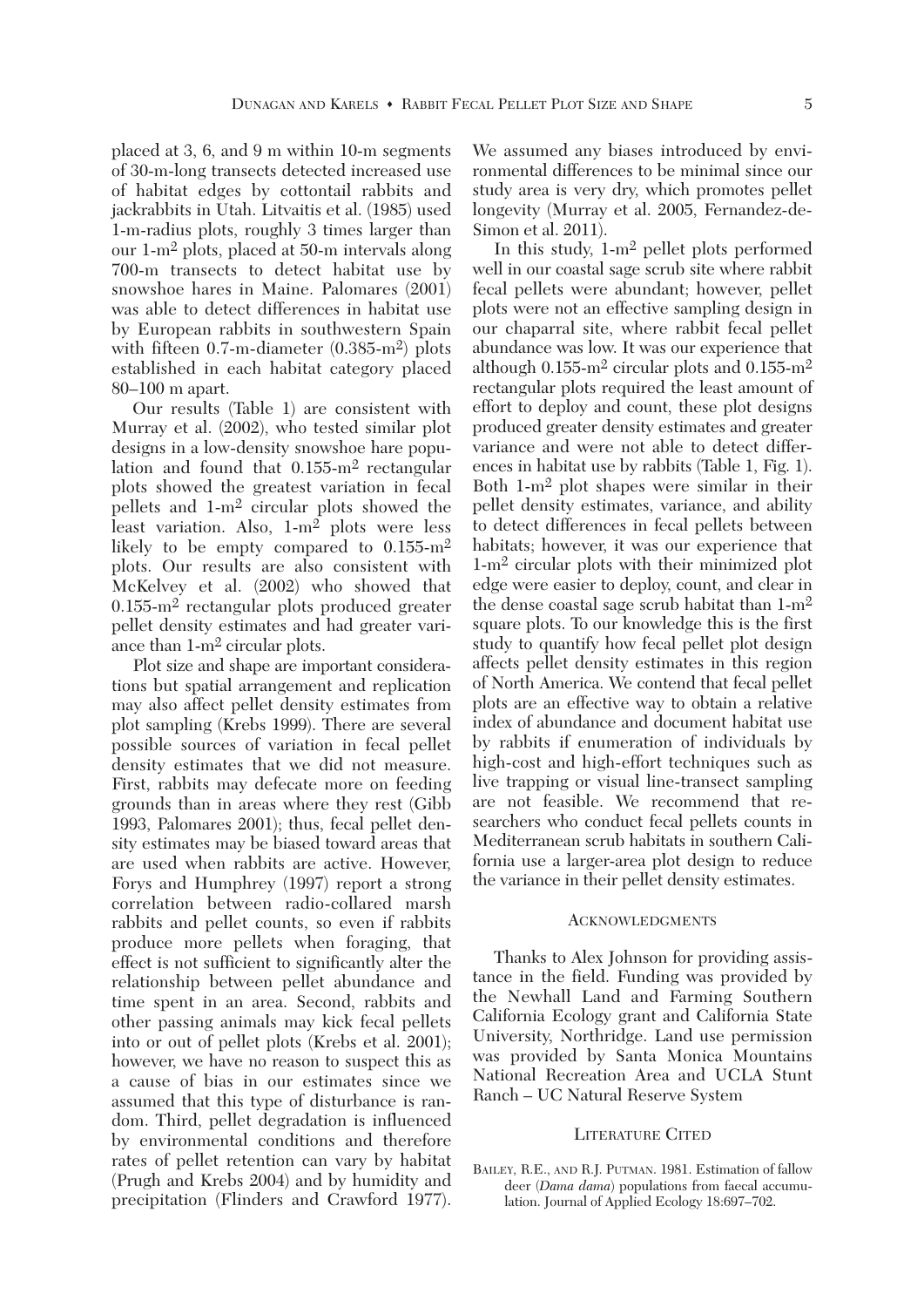placed at 3, 6, and 9 m within 10-m segments of 30-m-long transects detected increased use of habitat edges by cottontail rabbits and jackrabbits in Utah. Litvaitis et al. (1985) used 1-m-radius plots, roughly 3 times larger than our 1-$m^2$ plots, placed at 50-m intervals along 700-m transects to detect habitat use by snowshoe hares in Maine. Palomares (2001) was able to detect differences in habitat use by European rabbits in southwestern Spain with fifteen 0.7-m-diameter (0.385-$m^2$) plots established in each habitat category placed 80–100 m apart.

Our results (Table 1) are consistent with Murray et al. (2002), who tested similar plot designs in a low-density snowshoe hare population and found that 0.155-$m^2$ rectangular plots showed the greatest variation in fecal pellets and 1-$m^2$ circular plots showed the least variation. Also, 1-$m^2$ plots were less likely to be empty compared to 0.155-$m^2$ plots. Our results are also consistent with McKelvey et al. (2002) who showed that 0.155-$m^2$ rectangular plots produced greater pellet density estimates and had greater variance than 1-$m^2$ circular plots.

Plot size and shape are important considerations but spatial arrangement and replication may also affect pellet density estimates from plot sampling (Krebs 1999). There are several possible sources of variation in fecal pellet density estimates that we did not measure. First, rabbits may defecate more on feeding grounds than in areas where they rest (Gibb 1993, Palomares 2001); thus, fecal pellet density estimates may be biased toward areas that are used when rabbits are active. However, Forys and Humphrey (1997) report a strong correlation between radio-collared marsh rabbits and pellet counts, so even if rabbits produce more pellets when foraging, that effect is not sufficient to significantly alter the relationship between pellet abundance and time spent in an area. Second, rabbits and other passing animals may kick fecal pellets into or out of pellet plots (Krebs et al. 2001); however, we have no reason to suspect this as a cause of bias in our estimates since we assumed that this type of disturbance is random. Third, pellet degradation is influenced by environmental conditions and therefore rates of pellet retention can vary by habitat (Prugh and Krebs 2004) and by humidity and precipitation (Flinders and Crawford 1977). We assumed any biases introduced by environmental differences to be minimal since our study area is very dry, which promotes pellet longevity (Murray et al. 2005, Fernandez-de-Simon et al. 2011).

In this study, 1-$m^2$ pellet plots performed well in our coastal sage scrub site where rabbit fecal pellets were abundant; however, pellet plots were not an effective sampling design in our chaparral site, where rabbit fecal pellet abundance was low. It was our experience that although 0.155-$m^2$ circular plots and 0.155-$m^2$ rectangular plots required the least amount of effort to deploy and count, these plot designs produced greater density estimates and greater variance and were not able to detect differences in habitat use by rabbits (Table 1, Fig. 1). Both 1-$m^2$ plot shapes were similar in their pellet density estimates, variance, and ability to detect differences in fecal pellets between habitats; however, it was our experience that 1-$m^2$ circular plots with their minimized plot edge were easier to deploy, count, and clear in the dense coastal sage scrub habitat than 1-$m^2$ square plots. To our knowledge this is the first study to quantify how fecal pellet plot design affects pellet density estimates in this region of North America. We contend that fecal pellet plots are an effective way to obtain a relative index of abundance and document habitat use by rabbits if enumeration of individuals by high-cost and high-effort techniques such as live trapping or visual line-transect sampling are not feasible. We recommend that researchers who conduct fecal pellets counts in Mediterranean scrub habitats in southern California use a larger-area plot design to reduce the variance in their pellet density estimates.

## Acknowledgments

Thanks to Alex Johnson for providing assistance in the field. Funding was provided by the Newhall Land and Farming Southern California Ecology grant and California State University, Northridge. Land use permission was provided by Santa Monica Mountains National Recreation Area and UCLA Stunt Ranch – UC Natural Reserve System

## Literature Cited

Bailey, R.E., and R.J. Putman. 1981. Estimation of fallow deer (*Dama dama*) populations from faecal accumulation. Journal of Applied Ecology 18:697–702.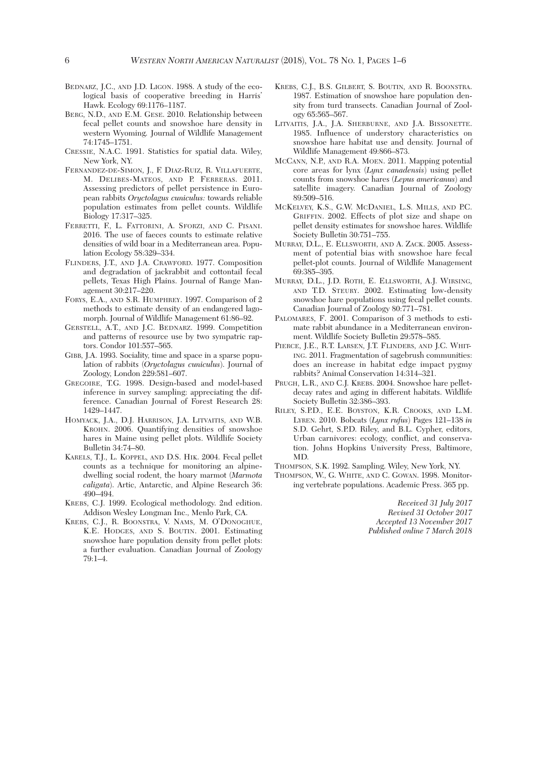Bednarz, J.C., and J.D. Ligon. 1988. A study of the ecological basis of cooperative breeding in Harris' Hawk. Ecology 69:1176–1187.

Berg, N.D., and E.M. Gese. 2010. Relationship between fecal pellet counts and snowshoe hare density in western Wyoming. Journal of Wildlife Management 74:1745–1751.

Cressie, N.A.C. 1991. Statistics for spatial data. Wiley, New York, NY.

Fernandez-de-Simon, J., F. Diaz-Ruiz, R. Villafuerte, M. Delibes-Mateos, and P. Ferreras. 2011. Assessing predictors of pellet persistence in European rabbits *Oryctolagus cuniculus:* towards reliable population estimates from pellet counts. Wildlife Biology 17:317–325.

Ferretti, F., L. Fattorini, A. Sforzi, and C. Pisani. 2016. The use of faeces counts to estimate relative densities of wild boar in a Mediterranean area. Population Ecology 58:329–334.

Flinders, J.T., and J.A. Crawford. 1977. Composition and degradation of jackrabbit and cottontail fecal pellets, Texas High Plains. Journal of Range Management 30:217–220.

Forys, E.A., and S.R. Humphrey. 1997. Comparison of 2 methods to estimate density of an endangered lagomorph. Journal of Wildlife Management 61:86–92.

Gerstell, A.T., and J.C. Bednarz. 1999. Competition and patterns of resource use by two sympatric raptors. Condor 101:557–565.

Gibb, J.A. 1993. Sociality, time and space in a sparse population of rabbits (*Oryctolagus cuniculus*). Journal of Zoology, London 229:581–607.

Gregoire, T.G. 1998. Design-based and model-based inference in survey sampling: appreciating the difference. Canadian Journal of Forest Research 28: 1429–1447.

Homyack, J.A., D.J. Harrison, J.A. Litvaitis, and W.B. Krohn. 2006. Quantifying densities of snowshoe hares in Maine using pellet plots. Wildlife Society Bulletin 34:74–80.

Karels, T.J., L. Koppel, and D.S. Hik. 2004. Fecal pellet counts as a technique for monitoring an alpine-dwelling social rodent, the hoary marmot (*Marmota caligata*). Artic, Antarctic, and Alpine Research 36: 490–494.

Krebs, C.J. 1999. Ecological methodology. 2nd edition. Addison Wesley Longman Inc., Menlo Park, CA.

Krebs, C.J., R. Boonstra, V. Nams, M. O'Donoghue, K.E. Hodges, and S. Boutin. 2001. Estimating snowshoe hare population density from pellet plots: a further evaluation. Canadian Journal of Zoology 79:1–4.

Krebs, C.J., B.S. Gilbert, S. Boutin, and R. Boonstra. 1987. Estimation of snowshoe hare population density from turd transects. Canadian Journal of Zoology 65:565–567.

Litvaitis, J.A., J.A. Sherburne, and J.A. Bissonette. 1985. Influence of understory characteristics on snowshoe hare habitat use and density. Journal of Wildlife Management 49:866–873.

McCann, N.P., and R.A. Moen. 2011. Mapping potential core areas for lynx (*Lynx canadensis*) using pellet counts from snowshoe hares (*Lepus americanus*) and satellite imagery. Canadian Journal of Zoology 89:509–516.

McKelvey, K.S., G.W. McDaniel, L.S. Mills, and P.C. Griffin. 2002. Effects of plot size and shape on pellet density estimates for snowshoe hares. Wildlife Society Bulletin 30:751–755.

Murray, D.L., E. Ellsworth, and A. Zack. 2005. Assessment of potential bias with snowshoe hare fecal pellet-plot counts. Journal of Wildlife Management 69:385–395.

Murray, D.L., J.D. Roth, E. Ellsworth, A.J. Wirsing, and T.D. Steury. 2002. Estimating low-density snowshoe hare populations using fecal pellet counts. Canadian Journal of Zoology 80:771–781.

Palomares, F. 2001. Comparison of 3 methods to estimate rabbit abundance in a Mediterranean environment. Wildlife Society Bulletin 29:578–585.

Pierce, J.E., R.T. Larsen, J.T. Flinders, and J.C. Whiting. 2011. Fragmentation of sagebrush communities: does an increase in habitat edge impact pygmy rabbits? Animal Conservation 14:314–321.

Prugh, L.R., and C.J. Krebs. 2004. Snowshoe hare pellet-decay rates and aging in different habitats. Wildlife Society Bulletin 32:386–393.

Riley, S.P.D., E.E. Boyston, K.R. Crooks, and L.M. Lyren. 2010. Bobcats (*Lynx rufus*) Pages 121–138 *in* S.D. Gehrt, S.P.D. Riley, and B.L. Cypher, editors, Urban carnivores: ecology, conflict, and conservation. Johns Hopkins University Press, Baltimore, MD.

Thompson, S.K. 1992. Sampling. Wiley, New York, NY.

Thompson, W., G. White, and C. Gowan. 1998. Monitoring vertebrate populations. Academic Press. 365 pp.

*Received 31 July 2017*
*Revised 31 October 2017*
*Accepted 13 November 2017*
*Published online 7 March 2018*